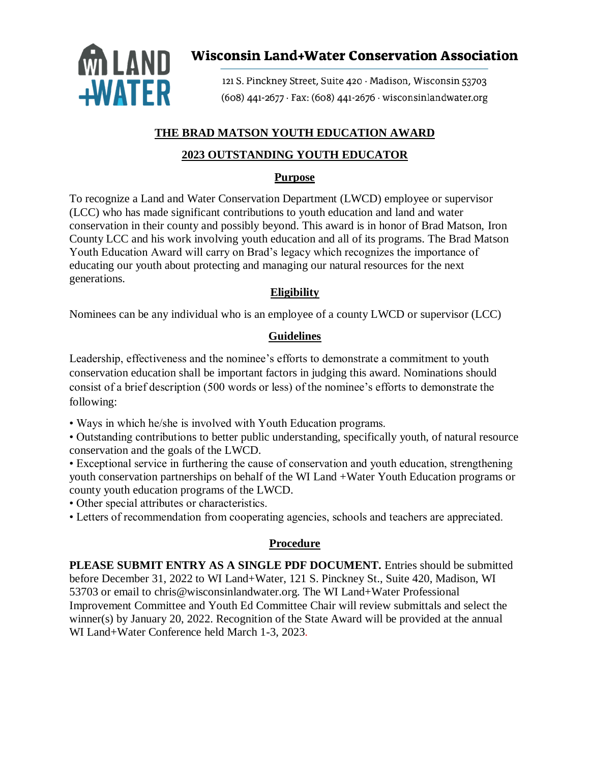**Wisconsin Land+Water Conservation Association**

121 S. Pinckney Street, Suite 420 · Madison, Wisconsin 53703
(608) 441-2677 · Fax: (608) 441-2676 · wisconsinlandwater.org

# THE BRAD MATSON YOUTH EDUCATION AWARD

## 2023 OUTSTANDING YOUTH EDUCATOR

### Purpose

To recognize a Land and Water Conservation Department (LWCD) employee or supervisor (LCC) who has made significant contributions to youth education and land and water conservation in their county and possibly beyond. This award is in honor of Brad Matson, Iron County LCC and his work involving youth education and all of its programs. The Brad Matson Youth Education Award will carry on Brad's legacy which recognizes the importance of educating our youth about protecting and managing our natural resources for the next generations.

### Eligibility

Nominees can be any individual who is an employee of a county LWCD or supervisor (LCC)

### Guidelines

Leadership, effectiveness and the nominee's efforts to demonstrate a commitment to youth conservation education shall be important factors in judging this award. Nominations should consist of a brief description (500 words or less) of the nominee's efforts to demonstrate the following:

- Ways in which he/she is involved with Youth Education programs.
- Outstanding contributions to better public understanding, specifically youth, of natural resource conservation and the goals of the LWCD.
- Exceptional service in furthering the cause of conservation and youth education, strengthening youth conservation partnerships on behalf of the WI Land +Water Youth Education programs or county youth education programs of the LWCD.
- Other special attributes or characteristics.
- Letters of recommendation from cooperating agencies, schools and teachers are appreciated.

### Procedure

**PLEASE SUBMIT ENTRY AS A SINGLE PDF DOCUMENT.** Entries should be submitted before December 31, 2022 to WI Land+Water, 121 S. Pinckney St., Suite 420, Madison, WI 53703 or email to chris@wisconsinlandwater.org. The WI Land+Water Professional Improvement Committee and Youth Ed Committee Chair will review submittals and select the winner(s) by January 20, 2022. Recognition of the State Award will be provided at the annual WI Land+Water Conference held March 1-3, 2023.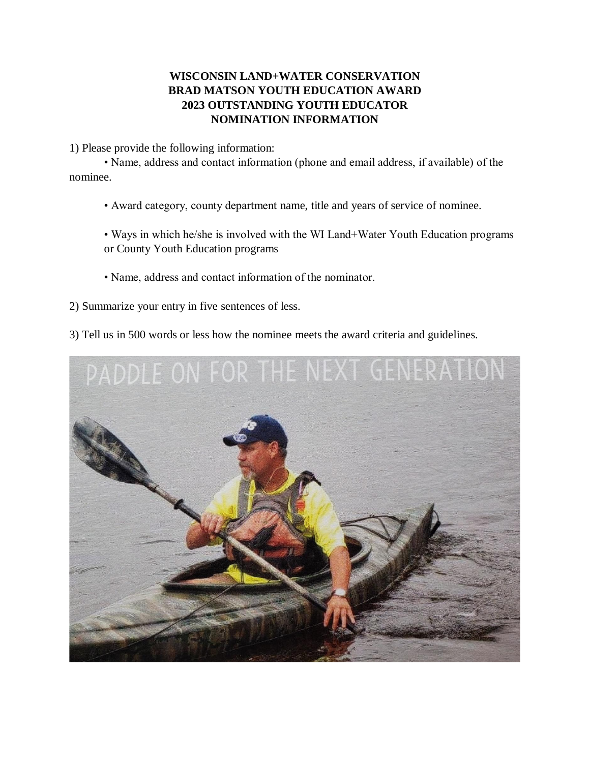**WISCONSIN LAND+WATER CONSERVATION**
**BRAD MATSON YOUTH EDUCATION AWARD**
**2023 OUTSTANDING YOUTH EDUCATOR**
**NOMINATION INFORMATION**

1) Please provide the following information:

- Name, address and contact information (phone and email address, if available) of the nominee.
- Award category, county department name, title and years of service of nominee.
- Ways in which he/she is involved with the WI Land+Water Youth Education programs or County Youth Education programs
- Name, address and contact information of the nominator.

2) Summarize your entry in five sentences of less.

3) Tell us in 500 words or less how the nominee meets the award criteria and guidelines.

PADDLE ON FOR THE NEXT GENERATION